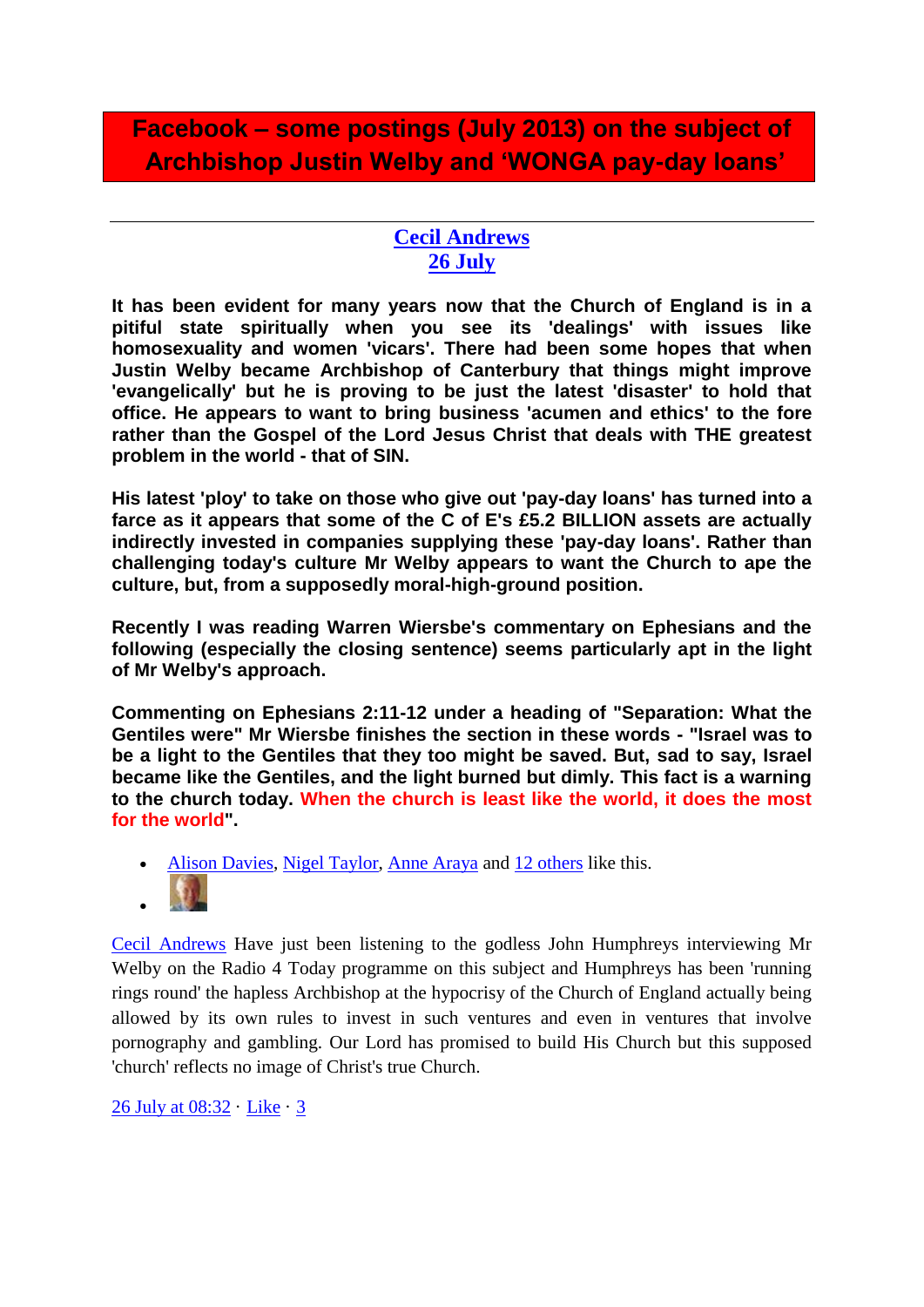# Facebook – some postings (July 2013) on the subject of Archbishop Justin Welby and 'WONGA pay-day loans'

---

**Cecil Andrews**
**26 July**

**It has been evident for many years now that the Church of England is in a pitiful state spiritually when you see its 'dealings' with issues like homosexuality and women 'vicars'. There had been some hopes that when Justin Welby became Archbishop of Canterbury that things might improve 'evangelically' but he is proving to be just the latest 'disaster' to hold that office. He appears to want to bring business 'acumen and ethics' to the fore rather than the Gospel of the Lord Jesus Christ that deals with THE greatest problem in the world - that of SIN.**

**His latest 'ploy' to take on those who give out 'pay-day loans' has turned into a farce as it appears that some of the C of E's £5.2 BILLION assets are actually indirectly invested in companies supplying these 'pay-day loans'. Rather than challenging today's culture Mr Welby appears to want the Church to ape the culture, but, from a supposedly moral-high-ground position.**

**Recently I was reading Warren Wiersbe's commentary on Ephesians and the following (especially the closing sentence) seems particularly apt in the light of Mr Welby's approach.**

**Commenting on Ephesians 2:11-12 under a heading of "Separation: What the Gentiles were" Mr Wiersbe finishes the section in these words - "Israel was to be a light to the Gentiles that they too might be saved. But, sad to say, Israel became like the Gentiles, and the light burned but dimly. This fact is a warning to the church today. When the church is least like the world, it does the most for the world".**

- Alison Davies, Nigel Taylor, Anne Araya and 12 others like this.

Cecil Andrews Have just been listening to the godless John Humphreys interviewing Mr Welby on the Radio 4 Today programme on this subject and Humphreys has been 'running rings round' the hapless Archbishop at the hypocrisy of the Church of England actually being allowed by its own rules to invest in such ventures and even in ventures that involve pornography and gambling. Our Lord has promised to build His Church but this supposed 'church' reflects no image of Christ's true Church.

26 July at 08:32 · Like · 3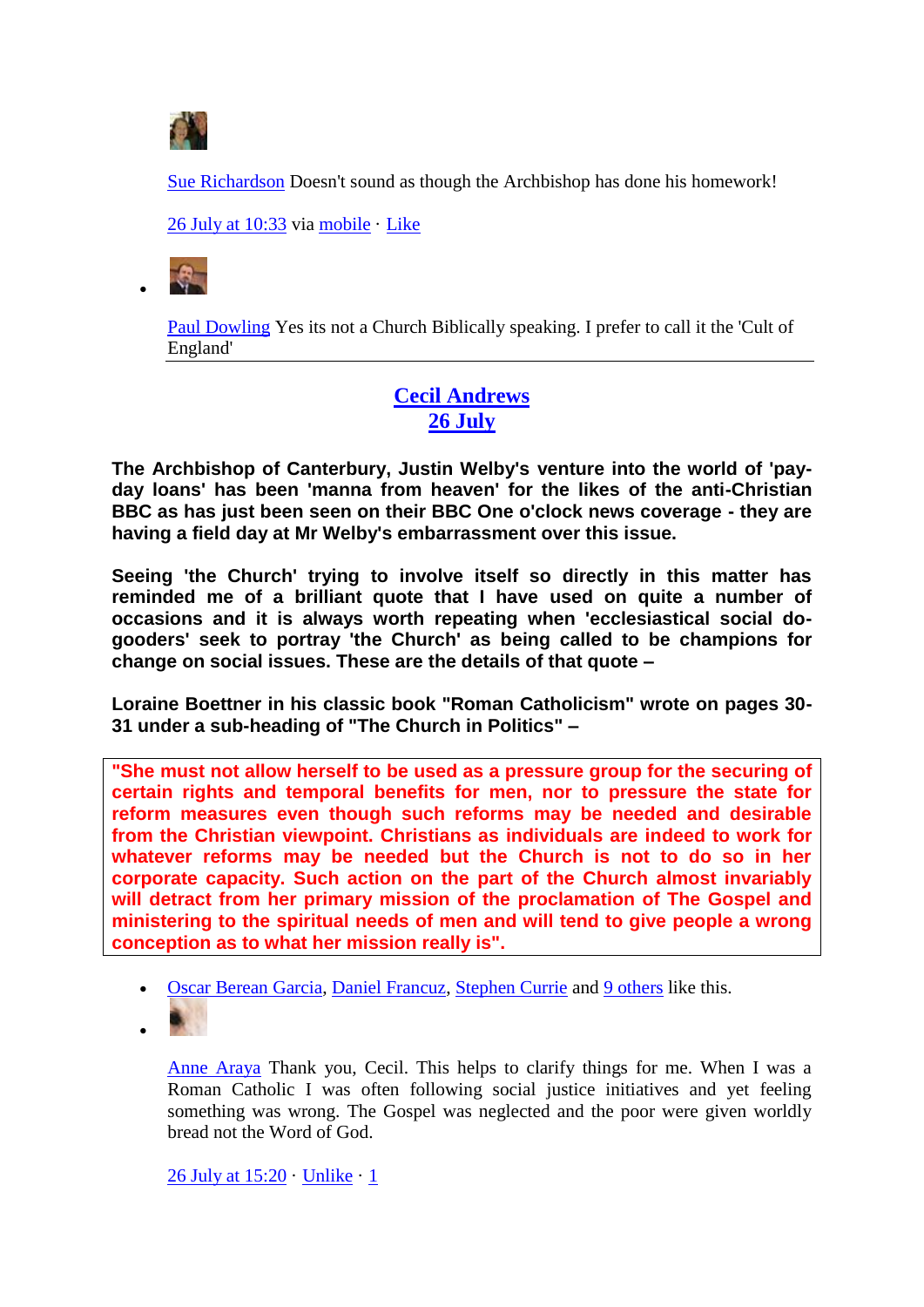Sue Richardson Doesn't sound as though the Archbishop has done his homework!

26 July at 10:33 via mobile · Like

- Paul Dowling Yes its not a Church Biblically speaking. I prefer to call it the 'Cult of England'

---

**Cecil Andrews**
**26 July**

**The Archbishop of Canterbury, Justin Welby's venture into the world of 'pay-day loans' has been 'manna from heaven' for the likes of the anti-Christian BBC as has just been seen on their BBC One o'clock news coverage - they are having a field day at Mr Welby's embarrassment over this issue.**

**Seeing 'the Church' trying to involve itself so directly in this matter has reminded me of a brilliant quote that I have used on quite a number of occasions and it is always worth repeating when 'ecclesiastical social do-gooders' seek to portray 'the Church' as being called to be champions for change on social issues. These are the details of that quote –**

**Loraine Boettner in his classic book "Roman Catholicism" wrote on pages 30-31 under a sub-heading of "The Church in Politics" –**

> **"She must not allow herself to be used as a pressure group for the securing of certain rights and temporal benefits for men, nor to pressure the state for reform measures even though such reforms may be needed and desirable from the Christian viewpoint. Christians as individuals are indeed to work for whatever reforms may be needed but the Church is not to do so in her corporate capacity. Such action on the part of the Church almost invariably will detract from her primary mission of the proclamation of The Gospel and ministering to the spiritual needs of men and will tend to give people a wrong conception as to what her mission really is".**

- Oscar Berean Garcia, Daniel Francuz, Stephen Currie and 9 others like this.
- Anne Araya Thank you, Cecil. This helps to clarify things for me. When I was a Roman Catholic I was often following social justice initiatives and yet feeling something was wrong. The Gospel was neglected and the poor were given worldly bread not the Word of God.

  26 July at 15:20 · Unlike · 1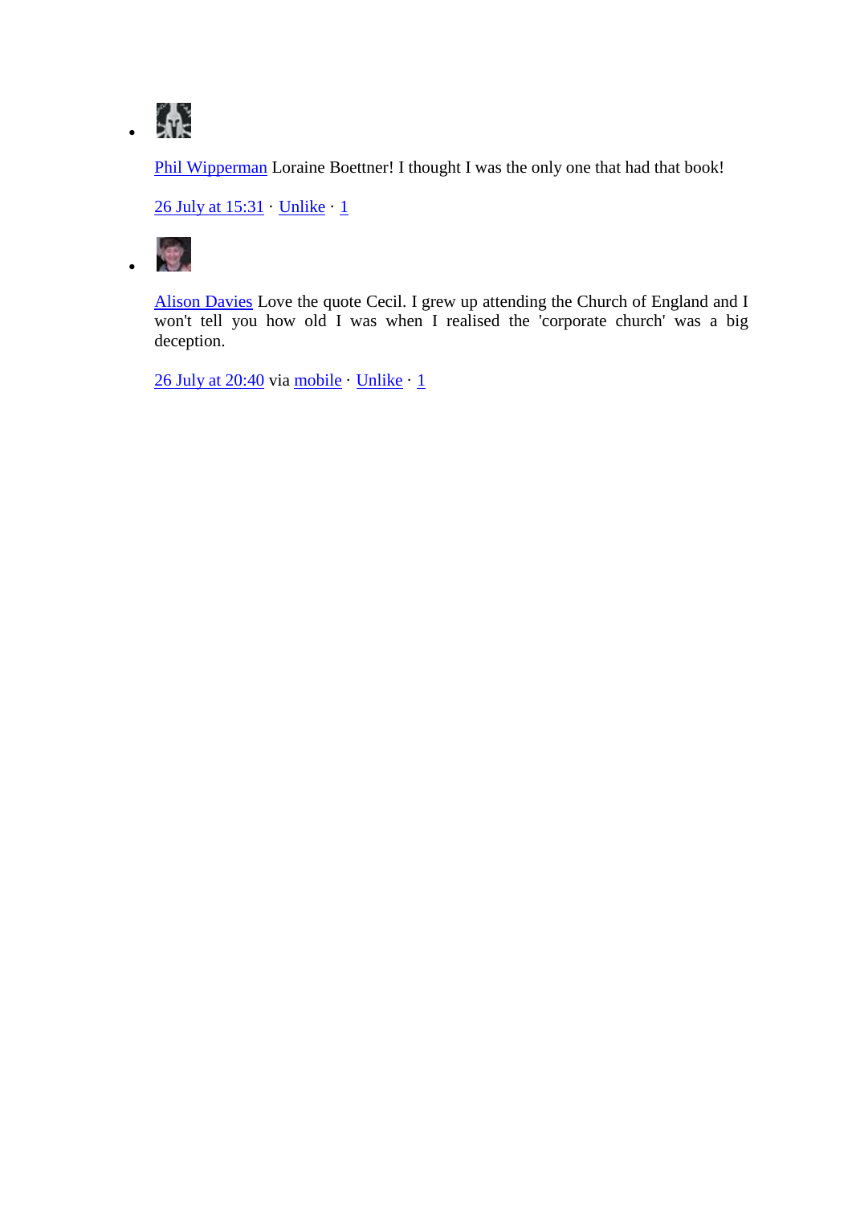- Phil Wipperman Loraine Boettner! I thought I was the only one that had that book!

  26 July at 15:31 · Unlike · 1

- Alison Davies Love the quote Cecil. I grew up attending the Church of England and I won't tell you how old I was when I realised the 'corporate church' was a big deception.

  26 July at 20:40 via mobile · Unlike · 1